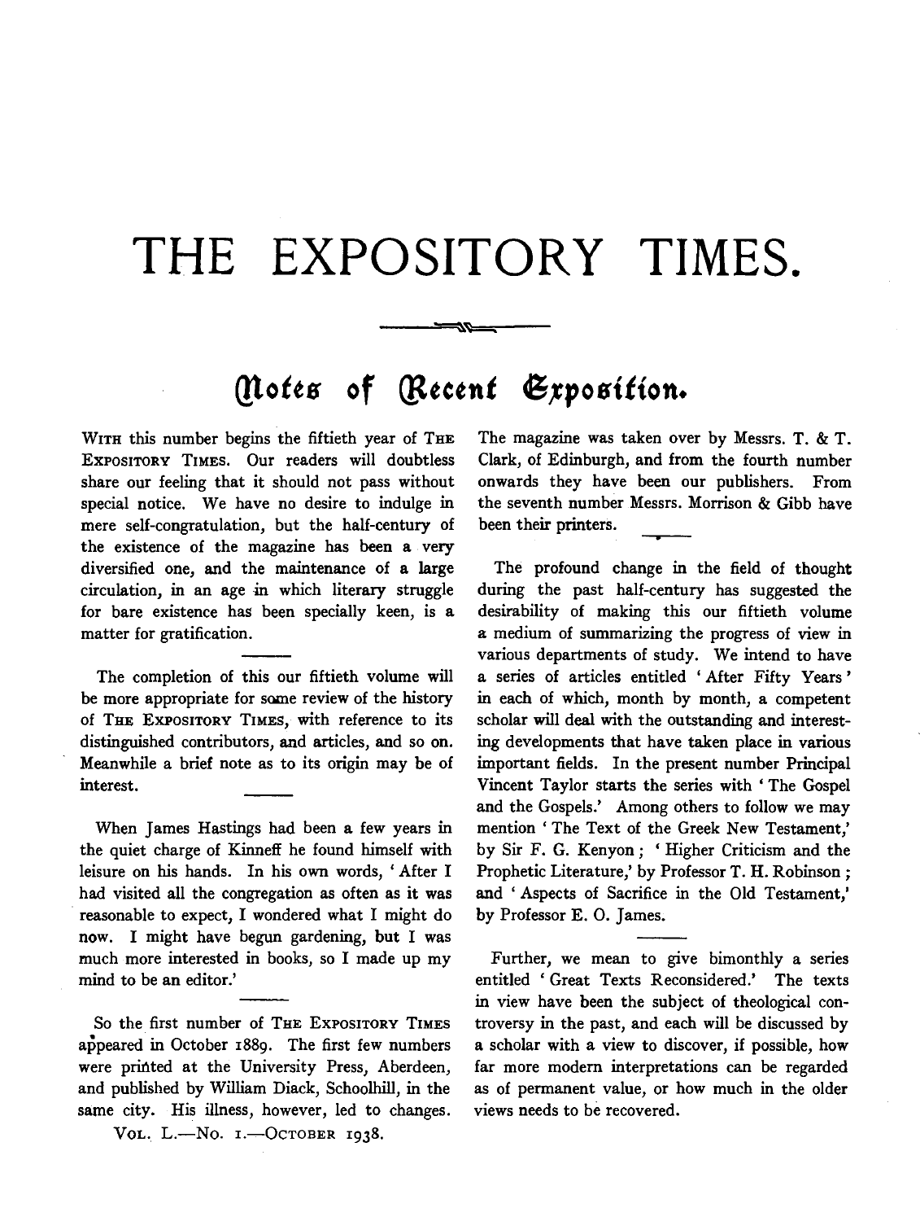# THE EXPOSITORY TIMES.

## Notes of Recent Exposition.

WITH this number begins the fiftieth year of THE EXPOSITORY TIMES. Our readers will doubtless share our feeling that it should not pass without special notice. We have no desire to indulge in mere self-congratulation, but the half-century of the existence of the magazine has been a very diversified one, and the maintenance of a large circulation, in an age in which literary struggle for bare existence has been specially keen, is a matter for gratification.

The completion of this our fiftieth volume will be more appropriate for some review of the history of THE EXPOSITORY TIMES, with reference to its distinguished contributors, and articles, and so on. Meanwhile a brief note as to its origin may be of interest.

When James Hastings had been a few years in the quiet charge of Kinneff he found himself with leisure on his hands. In his own words, 'After I had visited all the congregation as often as it was reasonable to expect, I wondered what I might do now. I might have begun gardening, but I was much more interested in books, so I made up my mind to be an editor.'

So the first number of THE EXPOSITORY TIMES appeared in October 1889. The first few numbers were printed at the University Press, Aberdeen, and published by William Diack, Schoolhill, in the same city. His illness, however, led to changes. The magazine was taken over by Messrs. T. & T. Clark, of Edinburgh, and from the fourth number onwards they have been our publishers. From the seventh number Messrs. Morrison & Gibb have been their printers.

The profound change in the field of thought during the past half-century has suggested the desirability of making this our fiftieth volume a medium of summarizing the progress of view in various departments of study. We intend to have a series of articles entitled 'After Fifty Years' in each of which, month by month, a competent scholar will deal with the outstanding and interesting developments that have taken place in various important fields. In the present number Principal Vincent Taylor starts the series with 'The Gospel and the Gospels.' Among others to follow we may mention 'The Text of the Greek New Testament,' by Sir F. G. Kenyon; 'Higher Criticism and the Prophetic Literature,' by Professor T. H. Robinson; and 'Aspects of Sacrifice in the Old Testament,' by Professor E. O. James.

Further, we mean to give bimonthly a series entitled 'Great Texts Reconsidered.' The texts in view have been the subject of theological controversy in the past, and each will be discussed by a scholar with a view to discover, if possible, how far more modern interpretations can be regarded as of permanent value, or how much in the older views needs to be recovered.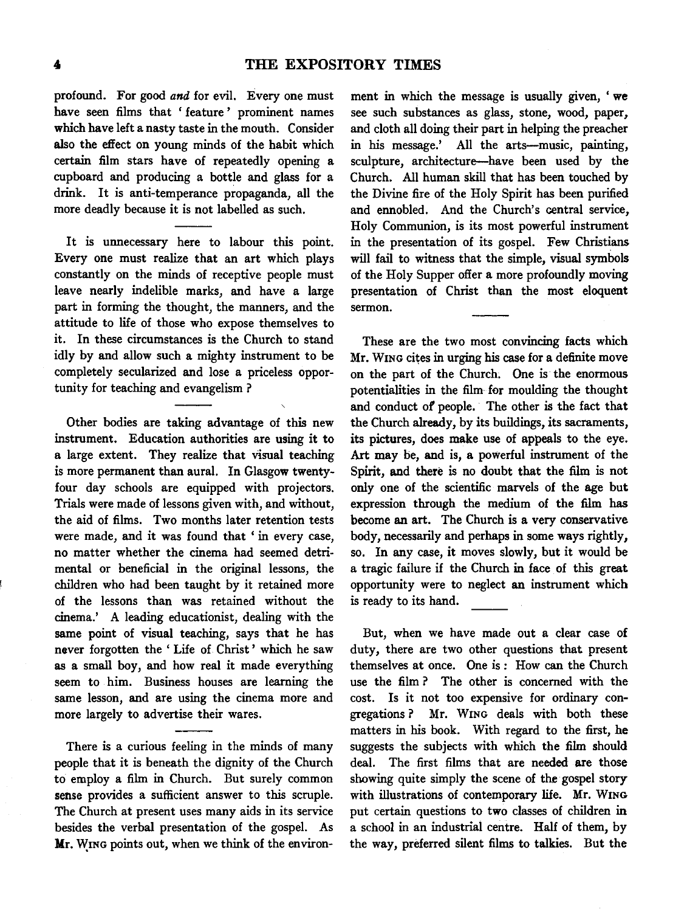profound. For good *and* for evil. Every one must have seen films that 'feature' prominent names which have left a nasty taste in the mouth. Consider also the effect on young minds of the habit which certain film stars have of repeatedly opening a cupboard and producing a bottle and glass for a drink. It is anti-temperance propaganda, all the more deadly because it is not labelled as such.

It is unnecessary here to labour this point. Every one must realize that an art which plays constantly on the minds of receptive people must leave nearly indelible marks, and have a large part in forming the thought, the manners, and the attitude to life of those who expose themselves to it. In these circumstances is the Church to stand idly by and allow such a mighty instrument to be completely secularized and lose a priceless opportunity for teaching and evangelism?

Other bodies are taking advantage of this new instrument. Education authorities are using it to a large extent. They realize that visual teaching is more permanent than aural. In Glasgow twenty-four day schools are equipped with projectors. Trials were made of lessons given with, and without, the aid of films. Two months later retention tests were made, and it was found that 'in every case, no matter whether the cinema had seemed detrimental or beneficial in the original lessons, the children who had been taught by it retained more of the lessons than was retained without the cinema.' A leading educationist, dealing with the same point of visual teaching, says that he has never forgotten the 'Life of Christ' which he saw as a small boy, and how real it made everything seem to him. Business houses are learning the same lesson, and are using the cinema more and more largely to advertise their wares.

There is a curious feeling in the minds of many people that it is beneath the dignity of the Church to employ a film in Church. But surely common sense provides a sufficient answer to this scruple. The Church at present uses many aids in its service besides the verbal presentation of the gospel. As Mr. WING points out, when we think of the environment in which the message is usually given, 'we see such substances as glass, stone, wood, paper, and cloth all doing their part in helping the preacher in his message.' All the arts—music, painting, sculpture, architecture—have been used by the Church. All human skill that has been touched by the Divine fire of the Holy Spirit has been purified and ennobled. And the Church's central service, Holy Communion, is its most powerful instrument in the presentation of its gospel. Few Christians will fail to witness that the simple, visual symbols of the Holy Supper offer a more profoundly moving presentation of Christ than the most eloquent sermon.

These are the two most convincing facts which Mr. WING cites in urging his case for a definite move on the part of the Church. One is the enormous potentialities in the film for moulding the thought and conduct of people. The other is the fact that the Church already, by its buildings, its sacraments, its pictures, does make use of appeals to the eye. Art may be, and is, a powerful instrument of the Spirit, and there is no doubt that the film is not only one of the scientific marvels of the age but expression through the medium of the film has become an art. The Church is a very conservative body, necessarily and perhaps in some ways rightly, so. In any case, it moves slowly, but it would be a tragic failure if the Church in face of this great opportunity were to neglect an instrument which is ready to its hand.

But, when we have made out a clear case of duty, there are two other questions that present themselves at once. One is: How can the Church use the film? The other is concerned with the cost. Is it not too expensive for ordinary congregations? Mr. WING deals with both these matters in his book. With regard to the first, he suggests the subjects with which the film should deal. The first films that are needed are those showing quite simply the scene of the gospel story with illustrations of contemporary life. Mr. WING put certain questions to two classes of children in a school in an industrial centre. Half of them, by the way, preferred silent films to talkies. But the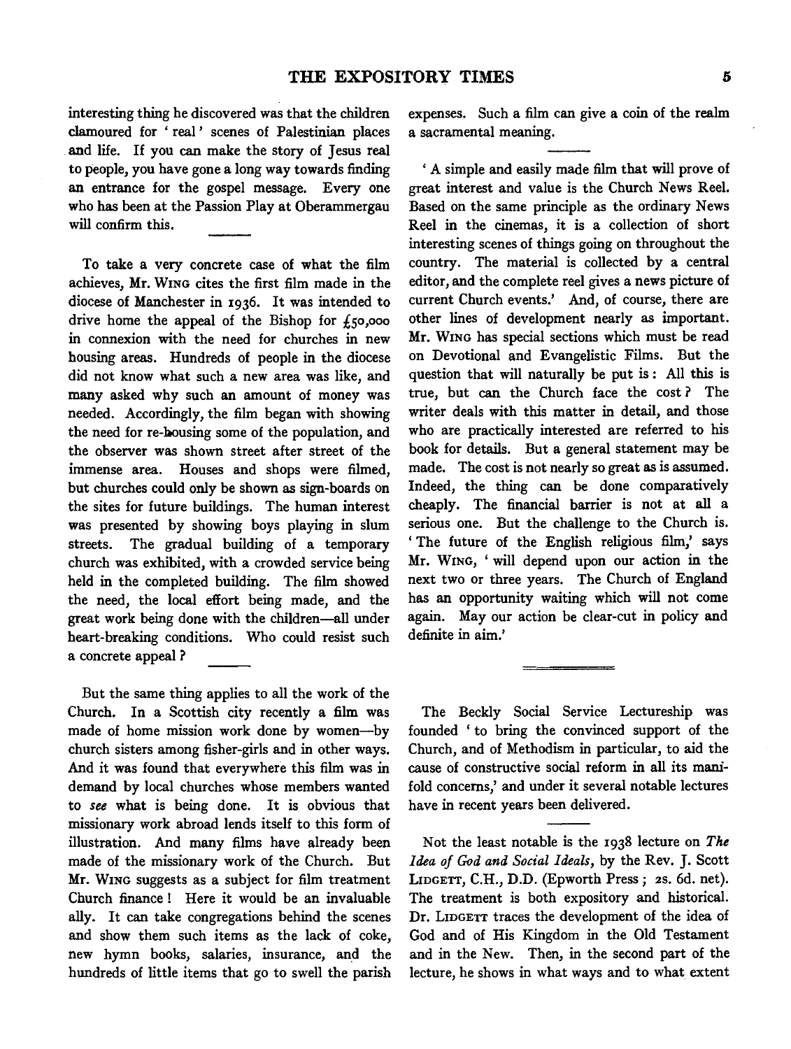interesting thing he discovered was that the children clamoured for 'real' scenes of Palestinian places and life. If you can make the story of Jesus real to people, you have gone a long way towards finding an entrance for the gospel message. Every one who has been at the Passion Play at Oberammergau will confirm this.

To take a very concrete case of what the film achieves, Mr. Wing cites the first film made in the diocese of Manchester in 1936. It was intended to drive home the appeal of the Bishop for £50,000 in connexion with the need for churches in new housing areas. Hundreds of people in the diocese did not know what such a new area was like, and many asked why such an amount of money was needed. Accordingly, the film began with showing the need for re-housing some of the population, and the observer was shown street after street of the immense area. Houses and shops were filmed, but churches could only be shown as sign-boards on the sites for future buildings. The human interest was presented by showing boys playing in slum streets. The gradual building of a temporary church was exhibited, with a crowded service being held in the completed building. The film showed the need, the local effort being made, and the great work being done with the children—all under heart-breaking conditions. Who could resist such a concrete appeal?

But the same thing applies to all the work of the Church. In a Scottish city recently a film was made of home mission work done by women—by church sisters among fisher-girls and in other ways. And it was found that everywhere this film was in demand by local churches whose members wanted to *see* what is being done. It is obvious that missionary work abroad lends itself to this form of illustration. And many films have already been made of the missionary work of the Church. But Mr. Wing suggests as a subject for film treatment Church finance! Here it would be an invaluable ally. It can take congregations behind the scenes and show them such items as the lack of coke, new hymn books, salaries, insurance, and the hundreds of little items that go to swell the parish expenses. Such a film can give a coin of the realm a sacramental meaning.

'A simple and easily made film that will prove of great interest and value is the Church News Reel. Based on the same principle as the ordinary News Reel in the cinemas, it is a collection of short interesting scenes of things going on throughout the country. The material is collected by a central editor, and the complete reel gives a news picture of current Church events.' And, of course, there are other lines of development nearly as important. Mr. Wing has special sections which must be read on Devotional and Evangelistic Films. But the question that will naturally be put is: All this is true, but can the Church face the cost? The writer deals with this matter in detail, and those who are practically interested are referred to his book for details. But a general statement may be made. The cost is not nearly so great as is assumed. Indeed, the thing can be done comparatively cheaply. The financial barrier is not at all a serious one. But the challenge to the Church is. 'The future of the English religious film,' says Mr. Wing, 'will depend upon our action in the next two or three years. The Church of England has an opportunity waiting which will not come again. May our action be clear-cut in policy and definite in aim.'

---

The Beckly Social Service Lectureship was founded 'to bring the convinced support of the Church, and of Methodism in particular, to aid the cause of constructive social reform in all its manifold concerns,' and under it several notable lectures have in recent years been delivered.

Not the least notable is the 1938 lecture on *The Idea of God and Social Ideals*, by the Rev. J. Scott Lidgett, C.H., D.D. (Epworth Press; 2s. 6d. net). The treatment is both expository and historical. Dr. Lidgett traces the development of the idea of God and of His Kingdom in the Old Testament and in the New. Then, in the second part of the lecture, he shows in what ways and to what extent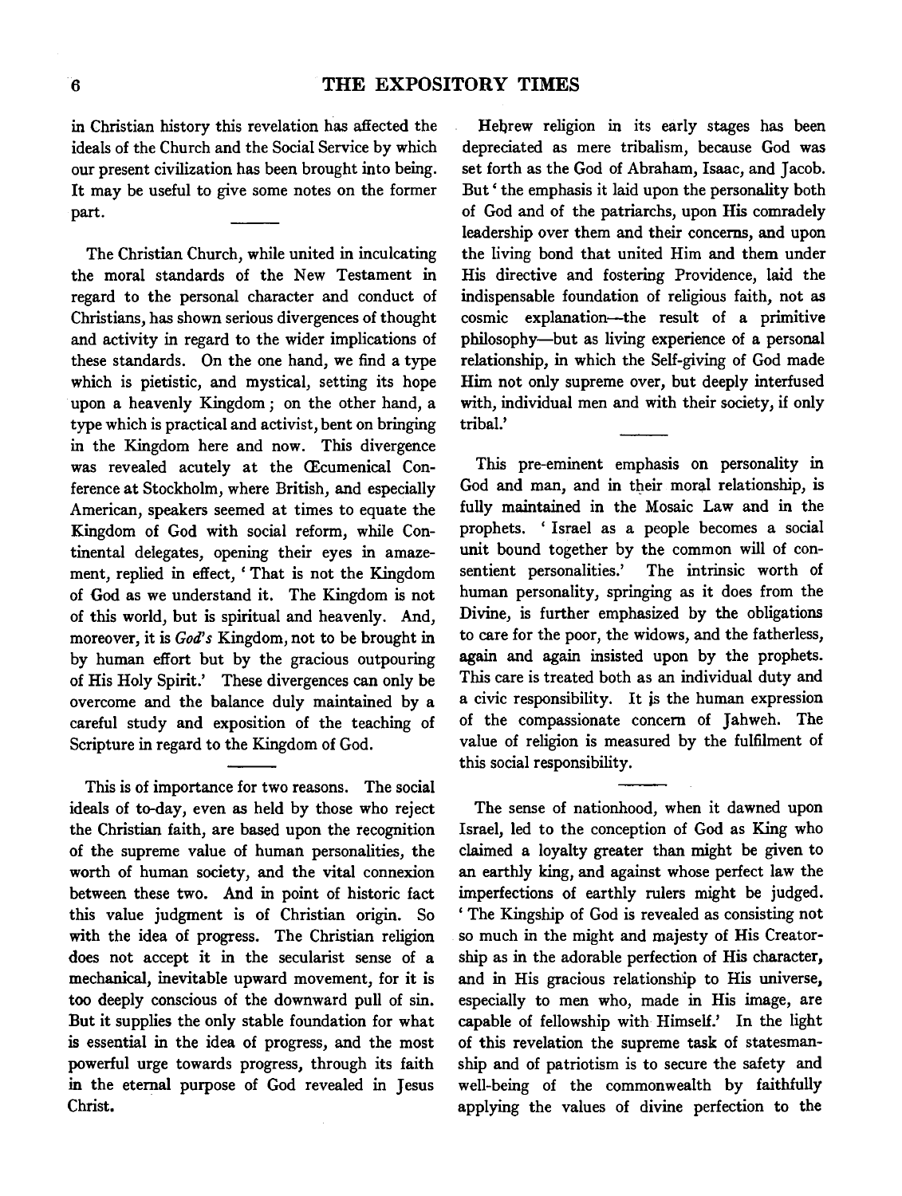in Christian history this revelation has affected the ideals of the Church and the Social Service by which our present civilization has been brought into being. It may be useful to give some notes on the former part.

The Christian Church, while united in inculcating the moral standards of the New Testament in regard to the personal character and conduct of Christians, has shown serious divergences of thought and activity in regard to the wider implications of these standards. On the one hand, we find a type which is pietistic, and mystical, setting its hope upon a heavenly Kingdom; on the other hand, a type which is practical and activist, bent on bringing in the Kingdom here and now. This divergence was revealed acutely at the Œcumenical Conference at Stockholm, where British, and especially American, speakers seemed at times to equate the Kingdom of God with social reform, while Continental delegates, opening their eyes in amazement, replied in effect, 'That is not the Kingdom of God as we understand it. The Kingdom is not of this world, but is spiritual and heavenly. And, moreover, it is *God's* Kingdom, not to be brought in by human effort but by the gracious outpouring of His Holy Spirit.' These divergences can only be overcome and the balance duly maintained by a careful study and exposition of the teaching of Scripture in regard to the Kingdom of God.

This is of importance for two reasons. The social ideals of to-day, even as held by those who reject the Christian faith, are based upon the recognition of the supreme value of human personalities, the worth of human society, and the vital connexion between these two. And in point of historic fact this value judgment is of Christian origin. So with the idea of progress. The Christian religion does not accept it in the secularist sense of a mechanical, inevitable upward movement, for it is too deeply conscious of the downward pull of sin. But it supplies the only stable foundation for what is essential in the idea of progress, and the most powerful urge towards progress, through its faith in the eternal purpose of God revealed in Jesus Christ.

Hebrew religion in its early stages has been depreciated as mere tribalism, because God was set forth as the God of Abraham, Isaac, and Jacob. But 'the emphasis it laid upon the personality both of God and of the patriarchs, upon His comradely leadership over them and their concerns, and upon the living bond that united Him and them under His directive and fostering Providence, laid the indispensable foundation of religious faith, not as cosmic explanation—the result of a primitive philosophy—but as living experience of a personal relationship, in which the Self-giving of God made Him not only supreme over, but deeply interfused with, individual men and with their society, if only tribal.'

This pre-eminent emphasis on personality in God and man, and in their moral relationship, is fully maintained in the Mosaic Law and in the prophets. 'Israel as a people becomes a social unit bound together by the common will of consentient personalities.' The intrinsic worth of human personality, springing as it does from the Divine, is further emphasized by the obligations to care for the poor, the widows, and the fatherless, again and again insisted upon by the prophets. This care is treated both as an individual duty and a civic responsibility. It is the human expression of the compassionate concern of Jahweh. The value of religion is measured by the fulfilment of this social responsibility.

The sense of nationhood, when it dawned upon Israel, led to the conception of God as King who claimed a loyalty greater than might be given to an earthly king, and against whose perfect law the imperfections of earthly rulers might be judged. 'The Kingship of God is revealed as consisting not so much in the might and majesty of His Creatorship as in the adorable perfection of His character, and in His gracious relationship to His universe, especially to men who, made in His image, are capable of fellowship with Himself.' In the light of this revelation the supreme task of statesmanship and of patriotism is to secure the safety and well-being of the commonwealth by faithfully applying the values of divine perfection to the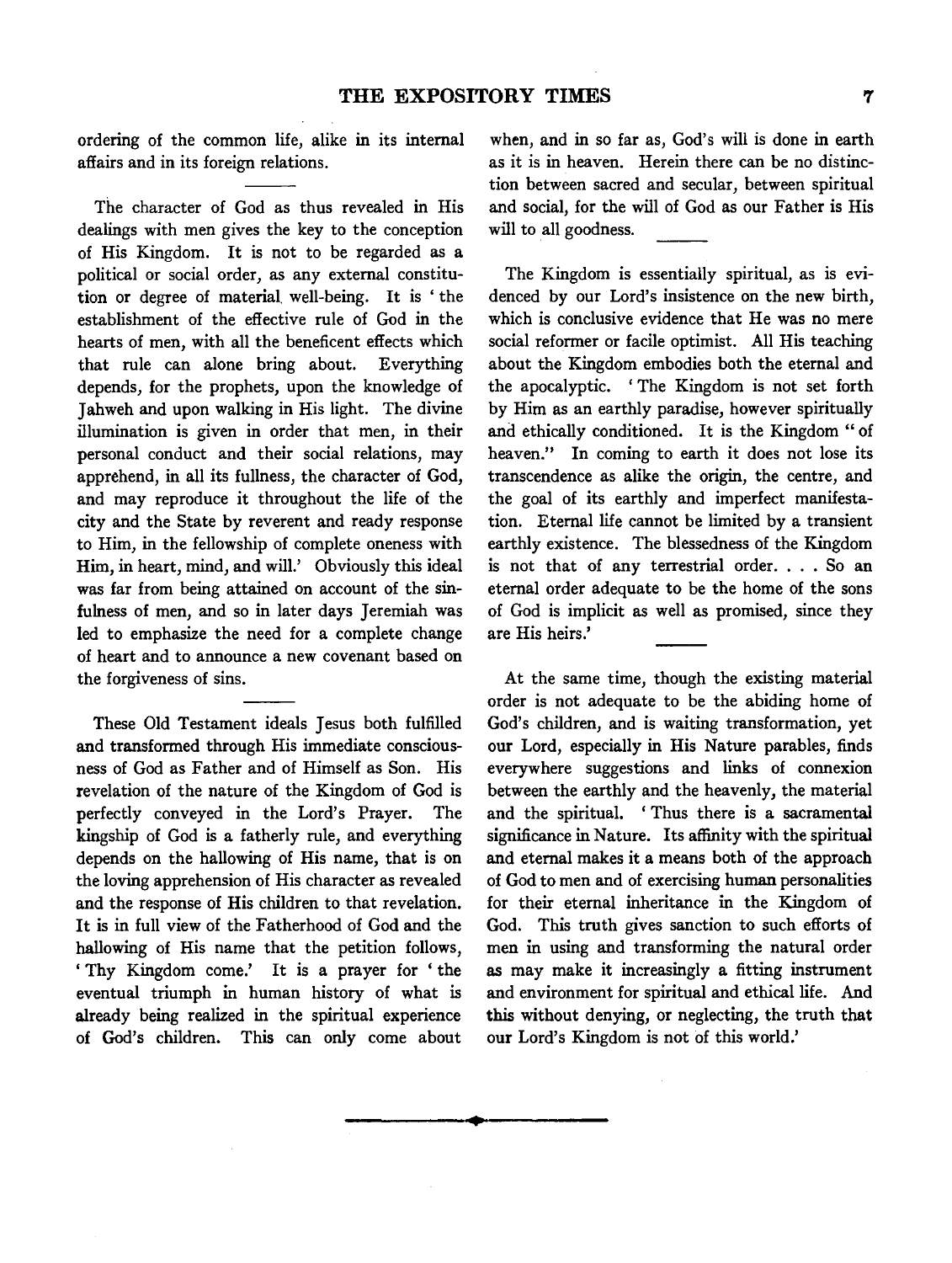ordering of the common life, alike in its internal affairs and in its foreign relations.

The character of God as thus revealed in His dealings with men gives the key to the conception of His Kingdom. It is not to be regarded as a political or social order, as any external constitution or degree of material well-being. It is 'the establishment of the effective rule of God in the hearts of men, with all the beneficent effects which that rule can alone bring about. Everything depends, for the prophets, upon the knowledge of Jahweh and upon walking in His light. The divine illumination is given in order that men, in their personal conduct and their social relations, may apprehend, in all its fullness, the character of God, and may reproduce it throughout the life of the city and the State by reverent and ready response to Him, in the fellowship of complete oneness with Him, in heart, mind, and will.' Obviously this ideal was far from being attained on account of the sinfulness of men, and so in later days Jeremiah was led to emphasize the need for a complete change of heart and to announce a new covenant based on the forgiveness of sins.

These Old Testament ideals Jesus both fulfilled and transformed through His immediate consciousness of God as Father and of Himself as Son. His revelation of the nature of the Kingdom of God is perfectly conveyed in the Lord's Prayer. The kingship of God is a fatherly rule, and everything depends on the hallowing of His name, that is on the loving apprehension of His character as revealed and the response of His children to that revelation. It is in full view of the Fatherhood of God and the hallowing of His name that the petition follows, 'Thy Kingdom come.' It is a prayer for 'the eventual triumph in human history of what is already being realized in the spiritual experience of God's children. This can only come about when, and in so far as, God's will is done in earth as it is in heaven. Herein there can be no distinction between sacred and secular, between spiritual and social, for the will of God as our Father is His will to all goodness.

The Kingdom is essentially spiritual, as is evidenced by our Lord's insistence on the new birth, which is conclusive evidence that He was no mere social reformer or facile optimist. All His teaching about the Kingdom embodies both the eternal and the apocalyptic. 'The Kingdom is not set forth by Him as an earthly paradise, however spiritually and ethically conditioned. It is the Kingdom "of heaven." In coming to earth it does not lose its transcendence as alike the origin, the centre, and the goal of its earthly and imperfect manifestation. Eternal life cannot be limited by a transient earthly existence. The blessedness of the Kingdom is not that of any terrestrial order. . . . So an eternal order adequate to be the home of the sons of God is implicit as well as promised, since they are His heirs.'

At the same time, though the existing material order is not adequate to be the abiding home of God's children, and is waiting transformation, yet our Lord, especially in His Nature parables, finds everywhere suggestions and links of connexion between the earthly and the heavenly, the material and the spiritual. 'Thus there is a sacramental significance in Nature. Its affinity with the spiritual and eternal makes it a means both of the approach of God to men and of exercising human personalities for their eternal inheritance in the Kingdom of God. This truth gives sanction to such efforts of men in using and transforming the natural order as may make it increasingly a fitting instrument and environment for spiritual and ethical life. And this without denying, or neglecting, the truth that our Lord's Kingdom is not of this world.'